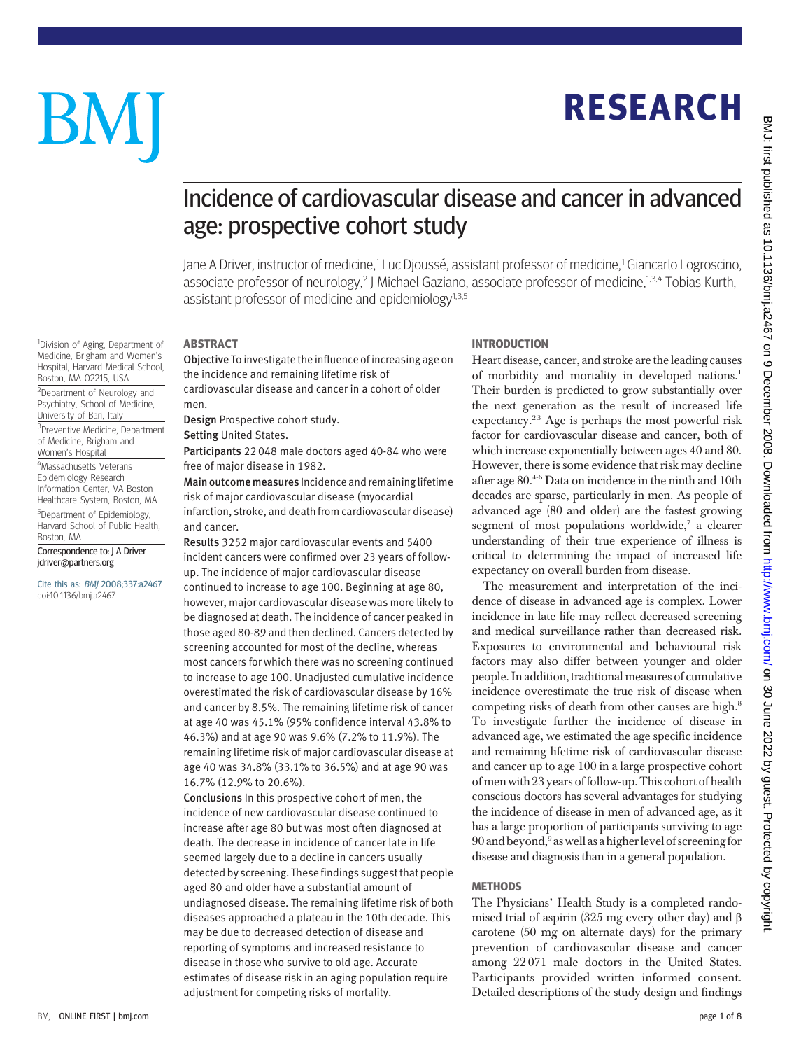# Incidence of cardiovascular disease and cancer in advanced age: prospective cohort study

Jane A Driver, instructor of medicine,[1] Luc Djoussé, assistant professor of medicine,[1] Giancarlo Logroscino, associate professor of neurology,[2] J Michael Gaziano, associate professor of medicine,[1,3,4] Tobias Kurth, assistant professor of medicine and epidemiology[1,3,5]

[1]Division of Aging, Department of Medicine, Brigham and Women's Hospital, Harvard Medical School, Boston, MA 02215, USA

[2]Department of Neurology and Psychiatry, School of Medicine, University of Bari, Italy

[3]Preventive Medicine, Department of Medicine, Brigham and Women's Hospital

[4]Massachusetts Veterans Epidemiology Research Information Center, VA Boston Healthcare System, Boston, MA

[5]Department of Epidemiology, Harvard School of Public Health, Boston, MA

Correspondence to: J A Driver jdriver@partners.org

Cite this as: *BMJ* 2008;337:a2467 doi:10.1136/bmj.a2467

## ABSTRACT

**Objective** To investigate the influence of increasing age on the incidence and remaining lifetime risk of cardiovascular disease and cancer in a cohort of older men.

**Design** Prospective cohort study.

**Setting** United States.

**Participants** 22 048 male doctors aged 40-84 who were free of major disease in 1982.

**Main outcome measures** Incidence and remaining lifetime risk of major cardiovascular disease (myocardial infarction, stroke, and death from cardiovascular disease) and cancer.

**Results** 3252 major cardiovascular events and 5400 incident cancers were confirmed over 23 years of follow-up. The incidence of major cardiovascular disease continued to increase to age 100. Beginning at age 80, however, major cardiovascular disease was more likely to be diagnosed at death. The incidence of cancer peaked in those aged 80-89 and then declined. Cancers detected by screening accounted for most of the decline, whereas most cancers for which there was no screening continued to increase to age 100. Unadjusted cumulative incidence overestimated the risk of cardiovascular disease by 16% and cancer by 8.5%. The remaining lifetime risk of cancer at age 40 was 45.1% (95% confidence interval 43.8% to 46.3%) and at age 90 was 9.6% (7.2% to 11.9%). The remaining lifetime risk of major cardiovascular disease at age 40 was 34.8% (33.1% to 36.5%) and at age 90 was 16.7% (12.9% to 20.6%).

**Conclusions** In this prospective cohort of men, the incidence of new cardiovascular disease continued to increase after age 80 but was most often diagnosed at death. The decrease in incidence of cancer late in life seemed largely due to a decline in cancers usually detected by screening. These findings suggest that people aged 80 and older have a substantial amount of undiagnosed disease. The remaining lifetime risk of both diseases approached a plateau in the 10th decade. This may be due to decreased detection of disease and reporting of symptoms and increased resistance to disease in those who survive to old age. Accurate estimates of disease risk in an aging population require adjustment for competing risks of mortality.

## INTRODUCTION

Heart disease, cancer, and stroke are the leading causes of morbidity and mortality in developed nations.[1] Their burden is predicted to grow substantially over the next generation as the result of increased life expectancy.[2,3] Age is perhaps the most powerful risk factor for cardiovascular disease and cancer, both of which increase exponentially between ages 40 and 80. However, there is some evidence that risk may decline after age 80.[4-6] Data on incidence in the ninth and 10th decades are sparse, particularly in men. As people of advanced age (80 and older) are the fastest growing segment of most populations worldwide,[7] a clearer understanding of their true experience of illness is critical to determining the impact of increased life expectancy on overall burden from disease.

The measurement and interpretation of the incidence of disease in advanced age is complex. Lower incidence in late life may reflect decreased screening and medical surveillance rather than decreased risk. Exposures to environmental and behavioural risk factors may also differ between younger and older people. In addition, traditional measures of cumulative incidence overestimate the true risk of disease when competing risks of death from other causes are high.[8] To investigate further the incidence of disease in advanced age, we estimated the age specific incidence and remaining lifetime risk of cardiovascular disease and cancer up to age 100 in a large prospective cohort of men with 23 years of follow-up. This cohort of health conscious doctors has several advantages for studying the incidence of disease in men of advanced age, as it has a large proportion of participants surviving to age 90 and beyond,[9] as well as a higher level of screening for disease and diagnosis than in a general population.

## METHODS

The Physicians' Health Study is a completed randomised trial of aspirin (325 mg every other day) and β carotene (50 mg on alternate days) for the primary prevention of cardiovascular disease and cancer among 22 071 male doctors in the United States. Participants provided written informed consent. Detailed descriptions of the study design and findings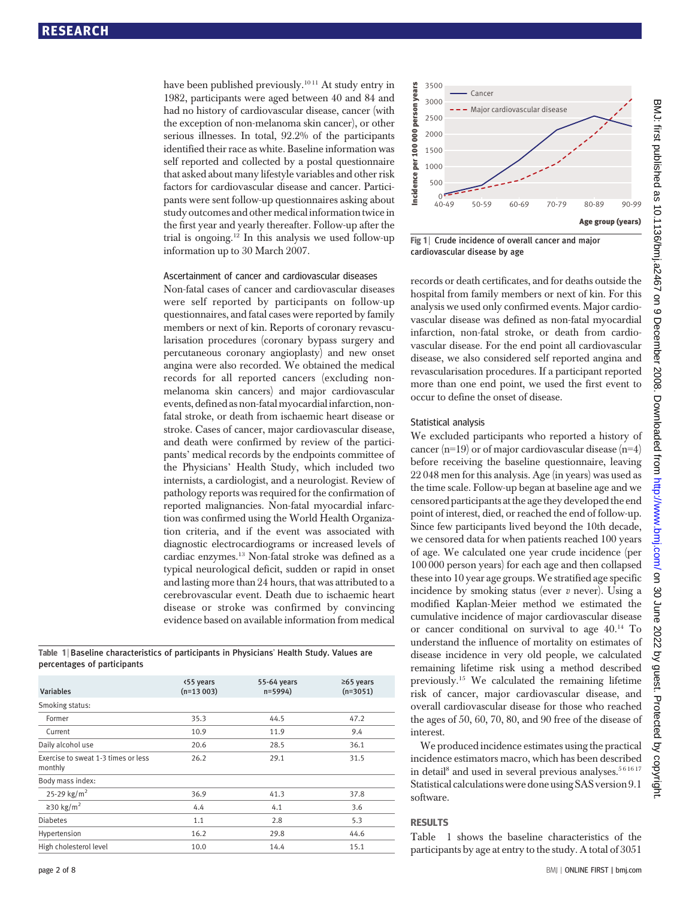have been published previously.[10 11] At study entry in 1982, participants were aged between 40 and 84 and had no history of cardiovascular disease, cancer (with the exception of non-melanoma skin cancer), or other serious illnesses. In total, 92.2% of the participants identified their race as white. Baseline information was self reported and collected by a postal questionnaire that asked about many lifestyle variables and other risk factors for cardiovascular disease and cancer. Participants were sent follow-up questionnaires asking about study outcomes and other medical information twice in the first year and yearly thereafter. Follow-up after the trial is ongoing.[12] In this analysis we used follow-up information up to 30 March 2007.

### Ascertainment of cancer and cardiovascular diseases

Non-fatal cases of cancer and cardiovascular diseases were self reported by participants on follow-up questionnaires, and fatal cases were reported by family members or next of kin. Reports of coronary revascularisation procedures (coronary bypass surgery and percutaneous coronary angioplasty) and new onset angina were also recorded. We obtained the medical records for all reported cancers (excluding non-melanoma skin cancers) and major cardiovascular events, defined as non-fatal myocardial infarction, non-fatal stroke, or death from ischaemic heart disease or stroke. Cases of cancer, major cardiovascular disease, and death were confirmed by review of the participants' medical records by the endpoints committee of the Physicians' Health Study, which included two internists, a cardiologist, and a neurologist. Review of pathology reports was required for the confirmation of reported malignancies. Non-fatal myocardial infarction was confirmed using the World Health Organization criteria, and if the event was associated with diagnostic electrocardiograms or increased levels of cardiac enzymes.[13] Non-fatal stroke was defined as a typical neurological deficit, sudden or rapid in onset and lasting more than 24 hours, that was attributed to a cerebrovascular event. Death due to ischaemic heart disease or stroke was confirmed by convincing evidence based on available information from medical records or death certificates, and for deaths outside the hospital from family members or next of kin. For this analysis we used only confirmed events. Major cardiovascular disease was defined as non-fatal myocardial infarction, non-fatal stroke, or death from cardiovascular disease. For the end point all cardiovascular disease, we also considered self reported angina and revascularisation procedures. If a participant reported more than one end point, we used the first event to occur to define the onset of disease.

**Table 1** | Baseline characteristics of participants in Physicians' Health Study. Values are percentages of participants

| Variables | <55 years (n=13 003) | 55-64 years n=5994) | ≥65 years (n=3051) |
|---|---|---|---|
| Smoking status: | | | |
| Former | 35.3 | 44.5 | 47.2 |
| Current | 10.9 | 11.9 | 9.4 |
| Daily alcohol use | 20.6 | 28.5 | 36.1 |
| Exercise to sweat 1-3 times or less monthly | 26.2 | 29.1 | 31.5 |
| Body mass index: | | | |
| 25-29 kg/m$^2$ | 36.9 | 41.3 | 37.8 |
| ≥30 kg/m$^2$ | 4.4 | 4.1 | 3.6 |
| Diabetes | 1.1 | 2.8 | 5.3 |
| Hypertension | 16.2 | 29.8 | 44.6 |
| High cholesterol level | 10.0 | 14.4 | 15.1 |

**Fig 1** | Crude incidence of overall cancer and major cardiovascular disease by age

### Statistical analysis

We excluded participants who reported a history of cancer (n=19) or of major cardiovascular disease (n=4) before receiving the baseline questionnaire, leaving 22 048 men for this analysis. Age (in years) was used as the time scale. Follow-up began at baseline age and we censored participants at the age they developed the end point of interest, died, or reached the end of follow-up. Since few participants lived beyond the 10th decade, we censored data for when patients reached 100 years of age. We calculated one year crude incidence (per 100 000 person years) for each age and then collapsed these into 10 year age groups. We stratified age specific incidence by smoking status (ever *v* never). Using a modified Kaplan-Meier method we estimated the cumulative incidence of major cardiovascular disease or cancer conditional on survival to age 40.[14] To understand the influence of mortality on estimates of disease incidence in very old people, we calculated remaining lifetime risk using a method described previously.[15] We calculated the remaining lifetime risk of cancer, major cardiovascular disease, and overall cardiovascular disease for those who reached the ages of 50, 60, 70, 80, and 90 free of the disease of interest.

We produced incidence estimates using the practical incidence estimators macro, which has been described in detail[8] and used in several previous analyses.[5 6 16 17] Statistical calculations were done using SAS version 9.1 software.

## RESULTS

Table 1 shows the baseline characteristics of the participants by age at entry to the study. A total of 3051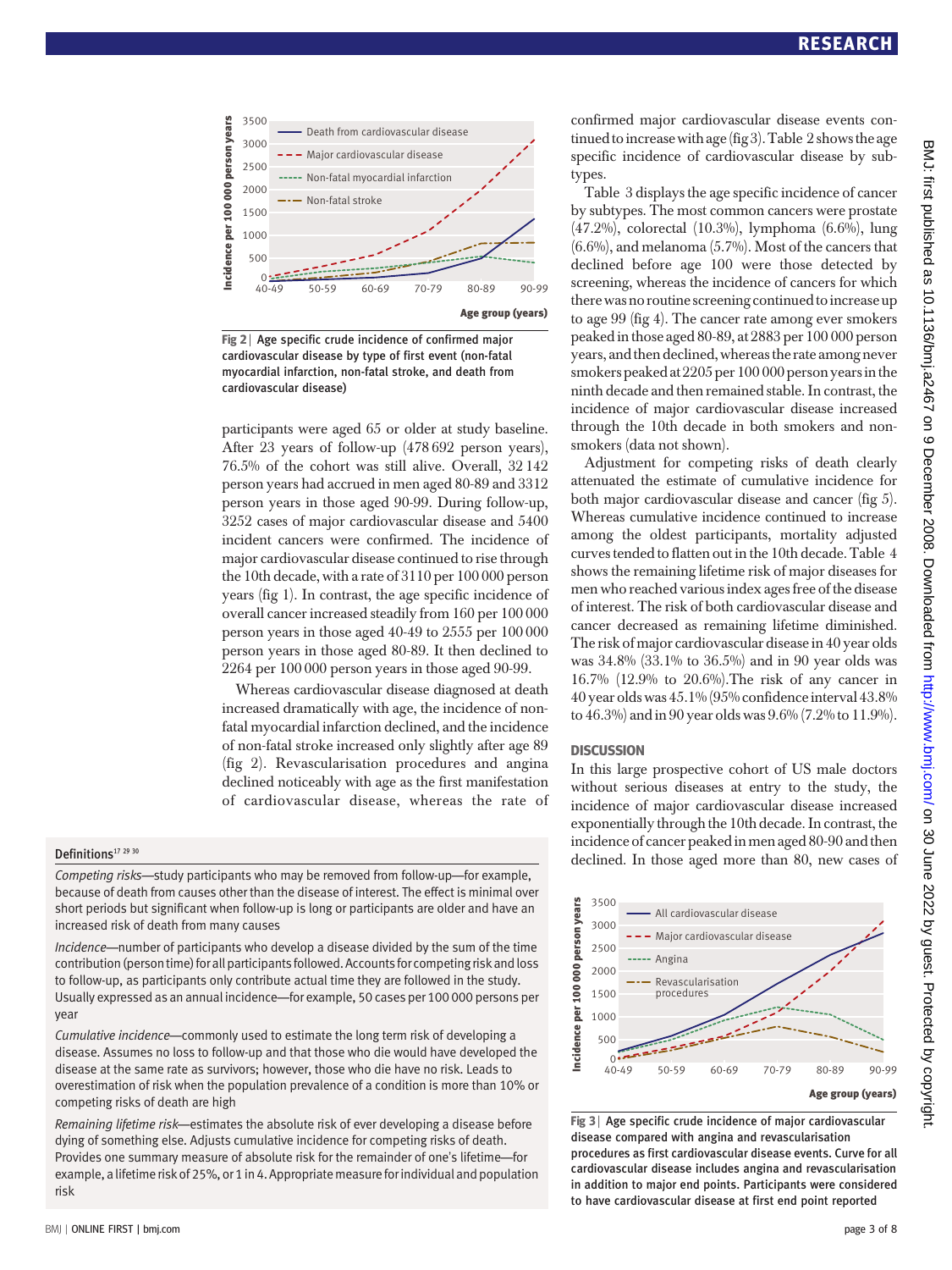Fig 2 | Age specific crude incidence of confirmed major cardiovascular disease by type of first event (non-fatal myocardial infarction, non-fatal stroke, and death from cardiovascular disease)

participants were aged 65 or older at study baseline. After 23 years of follow-up (478 692 person years), 76.5% of the cohort was still alive. Overall, 32 142 person years had accrued in men aged 80-89 and 3312 person years in those aged 90-99. During follow-up, 3252 cases of major cardiovascular disease and 5400 incident cancers were confirmed. The incidence of major cardiovascular disease continued to rise through the 10th decade, with a rate of 3110 per 100 000 person years (fig 1). In contrast, the age specific incidence of overall cancer increased steadily from 160 per 100 000 person years in those aged 40-49 to 2555 per 100 000 person years in those aged 80-89. It then declined to 2264 per 100 000 person years in those aged 90-99.

Whereas cardiovascular disease diagnosed at death increased dramatically with age, the incidence of non-fatal myocardial infarction declined, and the incidence of non-fatal stroke increased only slightly after age 89 (fig 2). Revascularisation procedures and angina declined noticeably with age as the first manifestation of cardiovascular disease, whereas the rate of confirmed major cardiovascular disease events continued to increase with age (fig 3). Table 2 shows the age specific incidence of cardiovascular disease by subtypes.

Table 3 displays the age specific incidence of cancer by subtypes. The most common cancers were prostate (47.2%), colorectal (10.3%), lymphoma (6.6%), lung (6.6%), and melanoma (5.7%). Most of the cancers that declined before age 100 were those detected by screening, whereas the incidence of cancers for which there was no routine screening continued to increase up to age 99 (fig 4). The cancer rate among ever smokers peaked in those aged 80-89, at 2883 per 100 000 person years, and then declined, whereas the rate among never smokers peaked at 2205 per 100 000 person years in the ninth decade and then remained stable. In contrast, the incidence of major cardiovascular disease increased through the 10th decade in both smokers and non-smokers (data not shown).

Adjustment for competing risks of death clearly attenuated the estimate of cumulative incidence for both major cardiovascular disease and cancer (fig 5). Whereas cumulative incidence continued to increase among the oldest participants, mortality adjusted curves tended to flatten out in the 10th decade. Table 4 shows the remaining lifetime risk of major diseases for men who reached various index ages free of the disease of interest. The risk of both cardiovascular disease and cancer decreased as remaining lifetime diminished. The risk of major cardiovascular disease in 40 year olds was 34.8% (33.1% to 36.5%) and in 90 year olds was 16.7% (12.9% to 20.6%).The risk of any cancer in 40 year olds was 45.1% (95% confidence interval 43.8% to 46.3%) and in 90 year olds was 9.6% (7.2% to 11.9%).

## DISCUSSION

In this large prospective cohort of US male doctors without serious diseases at entry to the study, the incidence of major cardiovascular disease increased exponentially through the 10th decade. In contrast, the incidence of cancer peaked in men aged 80-90 and then declined. In those aged more than 80, new cases of

Fig 3 | Age specific crude incidence of major cardiovascular disease compared with angina and revascularisation procedures as first cardiovascular disease events. Curve for all cardiovascular disease includes angina and revascularisation in addition to major end points. Participants were considered to have cardiovascular disease at first end point reported

### Definitions[17 29 30]

*Competing risks*—study participants who may be removed from follow-up—for example, because of death from causes other than the disease of interest. The effect is minimal over short periods but significant when follow-up is long or participants are older and have an increased risk of death from many causes

*Incidence*—number of participants who develop a disease divided by the sum of the time contribution (person time) for all participants followed. Accounts for competing risk and loss to follow-up, as participants only contribute actual time they are followed in the study. Usually expressed as an annual incidence—for example, 50 cases per 100 000 persons per year

*Cumulative incidence*—commonly used to estimate the long term risk of developing a disease. Assumes no loss to follow-up and that those who die would have developed the disease at the same rate as survivors; however, those who die have no risk. Leads to overestimation of risk when the population prevalence of a condition is more than 10% or competing risks of death are high

*Remaining lifetime risk*—estimates the absolute risk of ever developing a disease before dying of something else. Adjusts cumulative incidence for competing risks of death. Provides one summary measure of absolute risk for the remainder of one's lifetime—for example, a lifetime risk of 25%, or 1 in 4. Appropriate measure for individual and population risk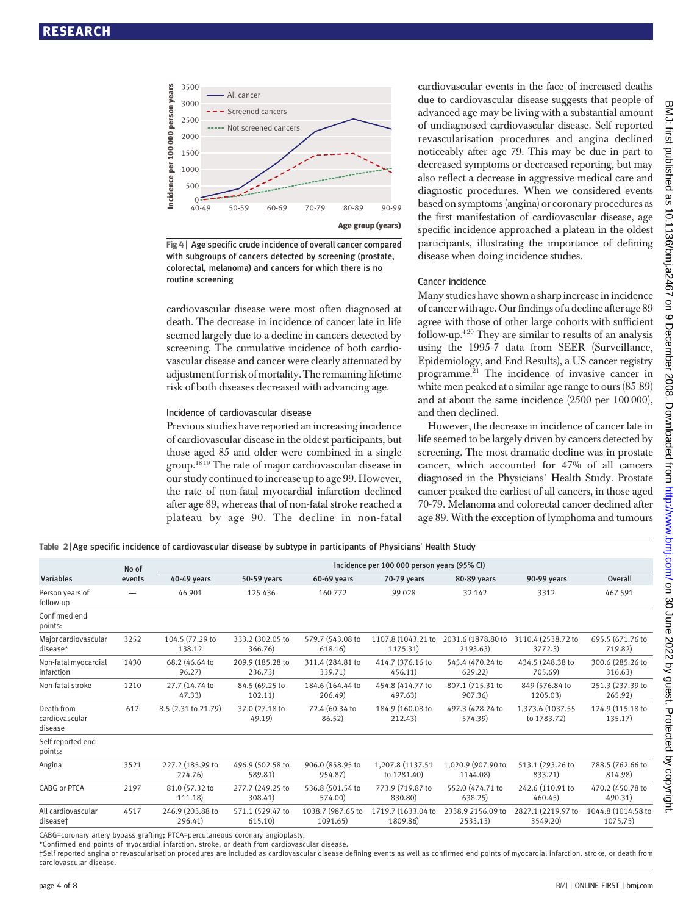Fig 4 | Age specific crude incidence of overall cancer compared with subgroups of cancers detected by screening (prostate, colorectal, melanoma) and cancers for which there is no routine screening

cardiovascular disease were most often diagnosed at death. The decrease in incidence of cancer late in life seemed largely due to a decline in cancers detected by screening. The cumulative incidence of both cardiovascular disease and cancer were clearly attenuated by adjustment for risk of mortality. The remaining lifetime risk of both diseases decreased with advancing age.

### Incidence of cardiovascular disease

Previous studies have reported an increasing incidence of cardiovascular disease in the oldest participants, but those aged 85 and older were combined in a single group.[18 19] The rate of major cardiovascular disease in our study continued to increase up to age 99. However, the rate of non-fatal myocardial infarction declined after age 89, whereas that of non-fatal stroke reached a plateau by age 90. The decline in non-fatal cardiovascular events in the face of increased deaths due to cardiovascular disease suggests that people of advanced age may be living with a substantial amount of undiagnosed cardiovascular disease. Self reported revascularisation procedures and angina declined noticeably after age 79. This may be due in part to decreased symptoms or decreased reporting, but may also reflect a decrease in aggressive medical care and diagnostic procedures. When we considered events based on symptoms (angina) or coronary procedures as the first manifestation of cardiovascular disease, age specific incidence approached a plateau in the oldest participants, illustrating the importance of defining disease when doing incidence studies.

### Cancer incidence

Many studies have shown a sharp increase in incidence of cancer with age. Our findings of a decline after age 89 agree with those of other large cohorts with sufficient follow-up.[4 20] They are similar to results of an analysis using the 1995-7 data from SEER (Surveillance, Epidemiology, and End Results), a US cancer registry programme.[21] The incidence of invasive cancer in white men peaked at a similar age range to ours (85-89) and at about the same incidence (2500 per 100 000), and then declined.

However, the decrease in incidence of cancer late in life seemed to be largely driven by cancers detected by screening. The most dramatic decline was in prostate cancer, which accounted for 47% of all cancers diagnosed in the Physicians' Health Study. Prostate cancer peaked the earliest of all cancers, in those aged 70-79. Melanoma and colorectal cancer declined after age 89. With the exception of lymphoma and tumours

Table 2 | Age specific incidence of cardiovascular disease by subtype in participants of Physicians' Health Study

| Variables | No of events | Incidence per 100 000 person years (95% CI) | | | | | | |
|---|---|---|---|---|---|---|---|---|
| | | 40-49 years | 50-59 years | 60-69 years | 70-79 years | 80-89 years | 90-99 years | Overall |
| Person years of follow-up | — | 46 901 | 125 436 | 160 772 | 99 028 | 32 142 | 3312 | 467 591 |
| Confirmed end points: | | | | | | | | |
| Major cardiovascular disease* | 3252 | 104.5 (77.29 to 138.12 | 333.2 (302.05 to 366.76) | 579.7 (543.08 to 618.16) | 1107.8 (1043.21 to 1175.31) | 2031.6 (1878.80 to 2193.63) | 3110.4 (2538.72 to 3772.3) | 695.5 (671.76 to 719.82) |
| Non-fatal myocardial infarction | 1430 | 68.2 (46.64 to 96.27) | 209.9 (185.28 to 236.73) | 311.4 (284.81 to 339.71) | 414.7 (376.16 to 456.11) | 545.4 (470.24 to 629.22) | 434.5 (248.38 to 705.69) | 300.6 (285.26 to 316.63) |
| Non-fatal stroke | 1210 | 27.7 (14.74 to 47.33) | 84.5 (69.25 to 102.11) | 184.6 (164.44 to 206.49) | 454.8 (414.77 to 497.63) | 807.1 (715.31 to 907.36) | 849 (576.84 to 1205.03) | 251.3 (237.39 to 265.92) |
| Death from cardiovascular disease | 612 | 8.5 (2.31 to 21.79) | 37.0 (27.18 to 49.19) | 72.4 (60.34 to 86.52) | 184.9 (160.08 to 212.43) | 497.3 (428.24 to 574.39) | 1,373.6 (1037.55 to 1783.72) | 124.9 (115.18 to 135.17) |
| Self reported end points: | | | | | | | | |
| Angina | 3521 | 227.2 (185.99 to 274.76) | 496.9 (502.58 to 589.81) | 906.0 (858.95 to 954.87) | 1,207.8 (1137.51 to 1281.40) | 1,020.9 (907.90 to 1144.08) | 513.1 (293.26 to 833.21) | 788.5 (762.66 to 814.98) |
| CABG or PTCA | 2197 | 81.0 (57.32 to 111.18) | 277.7 (249.25 to 308.41) | 536.8 (501.54 to 574.00) | 773.9 (719.87 to 830.80) | 552.0 (474.71 to 638.25) | 242.6 (110.91 to 460.45) | 470.2 (450.78 to 490.31) |
| All cardiovascular disease† | 4517 | 246.9 (203.88 to 296.41) | 571.1 (529.47 to 615.10) | 1038.7 (987.65 to 1091.65) | 1719.7 (1633.04 to 1809.86) | 2338.9 2156.09 to 2533.13) | 2827.1 (2219.97 to 3549.20) | 1044.8 (1014.58 to 1075.75) |

CABG=coronary artery bypass grafting; PTCA=percutaneous coronary angioplasty.
*Confirmed end points of myocardial infarction, stroke, or death from cardiovascular disease.
†Self reported angina or revascularisation procedures are included as cardiovascular disease defining events as well as confirmed end points of myocardial infarction, stroke, or death from cardiovascular disease.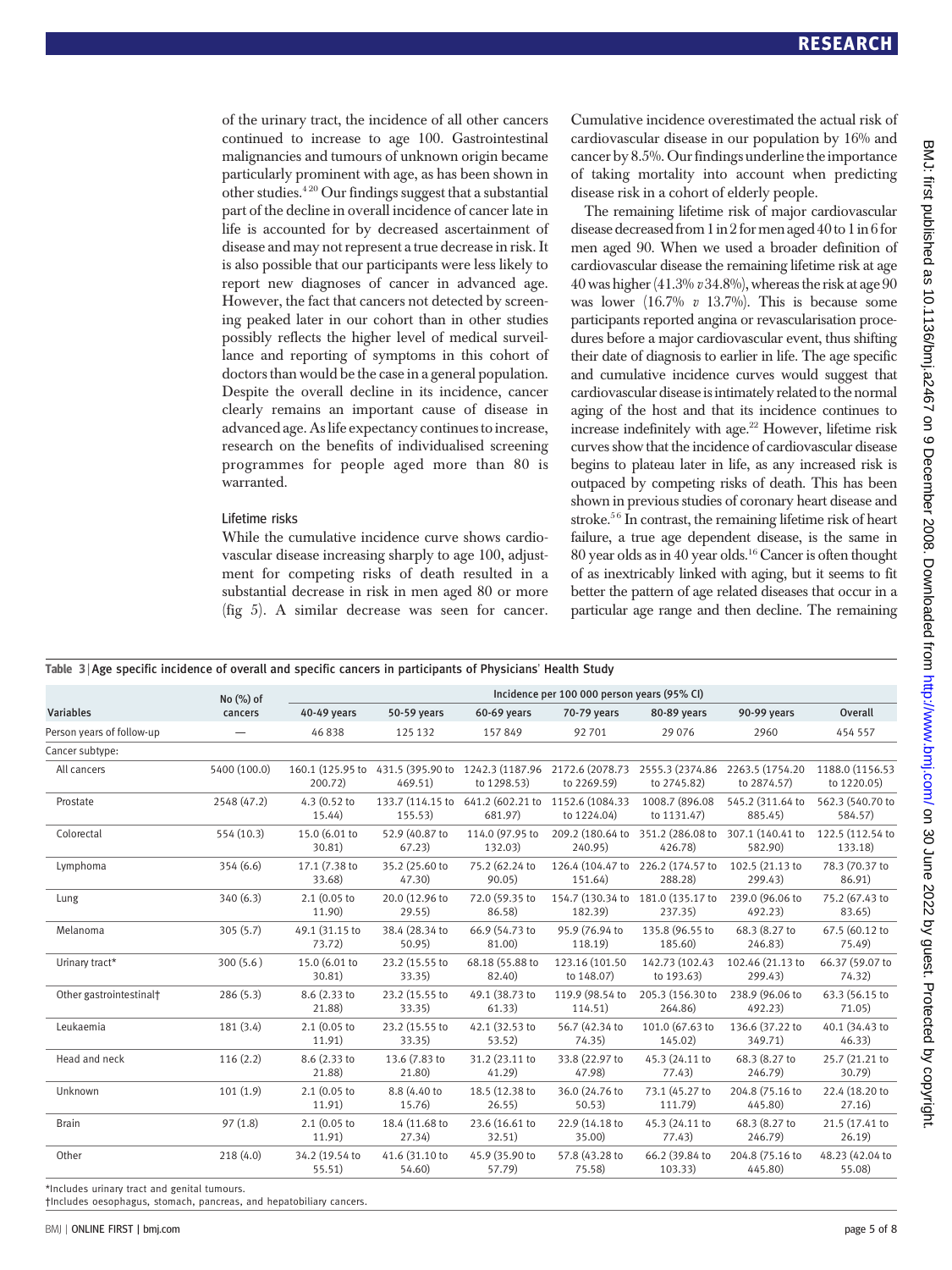of the urinary tract, the incidence of all other cancers continued to increase to age 100. Gastrointestinal malignancies and tumours of unknown origin became particularly prominent with age, as has been shown in other studies.[4,20] Our findings suggest that a substantial part of the decline in overall incidence of cancer late in life is accounted for by decreased ascertainment of disease and may not represent a true decrease in risk. It is also possible that our participants were less likely to report new diagnoses of cancer in advanced age. However, the fact that cancers not detected by screening peaked later in our cohort than in other studies possibly reflects the higher level of medical surveillance and reporting of symptoms in this cohort of doctors than would be the case in a general population. Despite the overall decline in its incidence, cancer clearly remains an important cause of disease in advanced age. As life expectancy continues to increase, research on the benefits of individualised screening programmes for people aged more than 80 is warranted.

### Lifetime risks

While the cumulative incidence curve shows cardiovascular disease increasing sharply to age 100, adjustment for competing risks of death resulted in a substantial decrease in risk in men aged 80 or more (fig 5). A similar decrease was seen for cancer. Cumulative incidence overestimated the actual risk of cardiovascular disease in our population by 16% and cancer by 8.5%. Our findings underline the importance of taking mortality into account when predicting disease risk in a cohort of elderly people.

The remaining lifetime risk of major cardiovascular disease decreased from 1 in 2 for men aged 40 to 1 in 6 for men aged 90. When we used a broader definition of cardiovascular disease the remaining lifetime risk at age 40 was higher (41.3% *v* 34.8%), whereas the risk at age 90 was lower (16.7% *v* 13.7%). This is because some participants reported angina or revascularisation procedures before a major cardiovascular event, thus shifting their date of diagnosis to earlier in life. The age specific and cumulative incidence curves would suggest that cardiovascular disease is intimately related to the normal aging of the host and that its incidence continues to increase indefinitely with age.[22] However, lifetime risk curves show that the incidence of cardiovascular disease begins to plateau later in life, as any increased risk is outpaced by competing risks of death. This has been shown in previous studies of coronary heart disease and stroke.[5,6] In contrast, the remaining lifetime risk of heart failure, a true age dependent disease, is the same in 80 year olds as in 40 year olds.[16] Cancer is often thought of as inextricably linked with aging, but it seems to fit better the pattern of age related diseases that occur in a particular age range and then decline. The remaining

**Table 3** | Age specific incidence of overall and specific cancers in participants of Physicians' Health Study

| Variables | No (%) of cancers | Incidence per 100 000 person years (95% CI) | | | | | | |
|---|---|---|---|---|---|---|---|---|
| | | 40-49 years | 50-59 years | 60-69 years | 70-79 years | 80-89 years | 90-99 years | Overall |
| Person years of follow-up | — | 46 838 | 125 132 | 157 849 | 92 701 | 29 076 | 2960 | 454 557 |
| Cancer subtype: | | | | | | | | |
| All cancers | 5400 (100.0) | 160.1 (125.95 to 200.72) | 431.5 (395.90 to 469.51) | 1242.3 (1187.96 to 1298.53) | 2172.6 (2078.73 to 2269.59) | 2555.3 (2374.86 to 2745.82) | 2263.5 (1754.20 to 2874.57) | 1188.0 (1156.53 to 1220.05) |
| Prostate | 2548 (47.2) | 4.3 (0.52 to 15.44) | 133.7 (114.15 to 155.53) | 641.2 (602.21 to 681.97) | 1152.6 (1084.33 to 1224.04) | 1008.7 (896.08 to 1131.47) | 545.2 (311.64 to 885.45) | 562.3 (540.70 to 584.57) |
| Colorectal | 554 (10.3) | 15.0 (6.01 to 30.81) | 52.9 (40.87 to 67.23) | 114.0 (97.95 to 132.03) | 209.2 (180.64 to 240.95) | 351.2 (286.08 to 426.78) | 307.1 (140.41 to 582.90) | 122.5 (112.54 to 133.18) |
| Lymphoma | 354 (6.6) | 17.1 (7.38 to 33.68) | 35.2 (25.60 to 47.30) | 75.2 (62.24 to 90.05) | 126.4 (104.47 to 151.64) | 226.2 (174.57 to 288.28) | 102.5 (21.13 to 299.43) | 78.3 (70.37 to 86.91) |
| Lung | 340 (6.3) | 2.1 (0.05 to 11.90) | 20.0 (12.96 to 29.55) | 72.0 (59.35 to 86.58) | 154.7 (130.34 to 182.39) | 181.0 (135.17 to 237.35) | 239.0 (96.06 to 492.23) | 75.2 (67.43 to 83.65) |
| Melanoma | 305 (5.7) | 49.1 (31.15 to 73.72) | 38.4 (28.34 to 50.95) | 66.9 (54.73 to 81.00) | 95.9 (76.94 to 118.19) | 135.8 (96.55 to 185.60) | 68.3 (8.27 to 246.83) | 67.5 (60.12 to 75.49) |
| Urinary tract* | 300 (5.6) | 15.0 (6.01 to 30.81) | 23.2 (15.55 to 33.35) | 68.18 (55.88 to 82.40) | 123.16 (101.50 to 148.07) | 142.73 (102.43 to 193.63) | 102.46 (21.13 to 299.43) | 66.37 (59.07 to 74.32) |
| Other gastrointestinal† | 286 (5.3) | 8.6 (2.33 to 21.88) | 23.2 (15.55 to 33.35) | 49.1 (38.73 to 61.33) | 119.9 (98.54 to 114.51) | 205.3 (156.30 to 264.86) | 238.9 (96.06 to 492.23) | 63.3 (56.15 to 71.05) |
| Leukaemia | 181 (3.4) | 2.1 (0.05 to 11.91) | 23.2 (15.55 to 33.35) | 42.1 (32.53 to 53.52) | 56.7 (42.34 to 74.35) | 101.0 (67.63 to 145.02) | 136.6 (37.22 to 349.71) | 40.1 (34.43 to 46.33) |
| Head and neck | 116 (2.2) | 8.6 (2.33 to 21.88) | 13.6 (7.83 to 21.80) | 31.2 (23.11 to 41.29) | 33.8 (22.97 to 47.98) | 45.3 (24.11 to 77.43) | 68.3 (8.27 to 246.79) | 25.7 (21.21 to 30.79) |
| Unknown | 101 (1.9) | 2.1 (0.05 to 11.91) | 8.8 (4.40 to 15.76) | 18.5 (12.38 to 26.55) | 36.0 (24.76 to 50.53) | 73.1 (45.27 to 111.79) | 204.8 (75.16 to 445.80) | 22.4 (18.20 to 27.16) |
| Brain | 97 (1.8) | 2.1 (0.05 to 11.91) | 18.4 (11.68 to 27.34) | 23.6 (16.61 to 32.51) | 22.9 (14.18 to 35.00) | 45.3 (24.11 to 77.43) | 68.3 (8.27 to 246.79) | 21.5 (17.41 to 26.19) |
| Other | 218 (4.0) | 34.2 (19.54 to 55.51) | 41.6 (31.10 to 54.60) | 45.9 (35.90 to 57.79) | 57.8 (43.28 to 75.58) | 66.2 (39.84 to 103.33) | 204.8 (75.16 to 445.80) | 48.23 (42.04 to 55.08) |

*Includes urinary tract and genital tumours.
†Includes oesophagus, stomach, pancreas, and hepatobiliary cancers.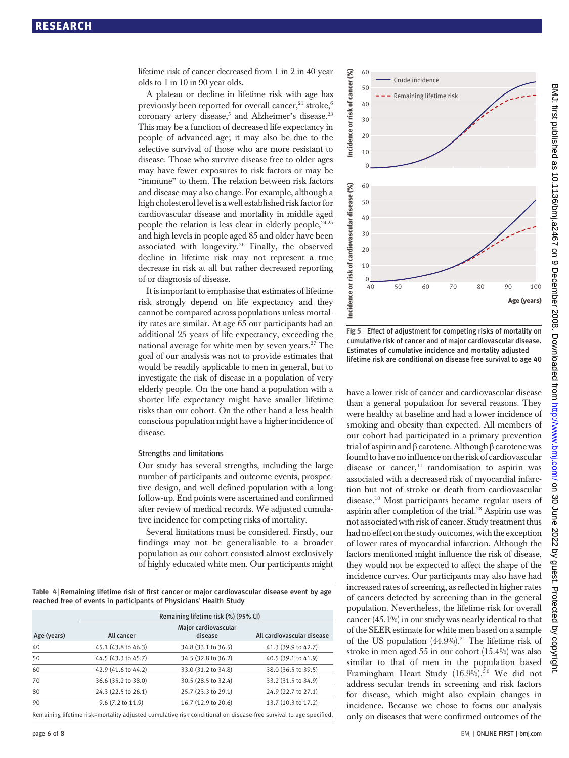lifetime risk of cancer decreased from 1 in 2 in 40 year olds to 1 in 10 in 90 year olds.

A plateau or decline in lifetime risk with age has previously been reported for overall cancer,[21] stroke,[6] coronary artery disease,[5] and Alzheimer's disease.[23] This may be a function of decreased life expectancy in people of advanced age; it may also be due to the selective survival of those who are more resistant to disease. Those who survive disease-free to older ages may have fewer exposures to risk factors or may be "immune" to them. The relation between risk factors and disease may also change. For example, although a high cholesterol level is a well established risk factor for cardiovascular disease and mortality in middle aged people the relation is less clear in elderly people,[24 25] and high levels in people aged 85 and older have been associated with longevity.[26] Finally, the observed decline in lifetime risk may not represent a true decrease in risk at all but rather decreased reporting of or diagnosis of disease.

It is important to emphasise that estimates of lifetime risk strongly depend on life expectancy and they cannot be compared across populations unless mortality rates are similar. At age 65 our participants had an additional 25 years of life expectancy, exceeding the national average for white men by seven years.[27] The goal of our analysis was not to provide estimates that would be readily applicable to men in general, but to investigate the risk of disease in a population of very elderly people. On the one hand a population with a shorter life expectancy might have smaller lifetime risks than our cohort. On the other hand a less health conscious population might have a higher incidence of disease.

### Strengths and limitations

Our study has several strengths, including the large number of participants and outcome events, prospective design, and well defined population with a long follow-up. End points were ascertained and confirmed after review of medical records. We adjusted cumulative incidence for competing risks of mortality.

Several limitations must be considered. Firstly, our findings may not be generalisable to a broader population as our cohort consisted almost exclusively of highly educated white men. Our participants might have a lower risk of cancer and cardiovascular disease than a general population for several reasons. They were healthy at baseline and had a lower incidence of smoking and obesity than expected. All members of our cohort had participated in a primary prevention trial of aspirin and β carotene. Although β carotene was found to have no influence on the risk of cardiovascular disease or cancer,[11] randomisation to aspirin was associated with a decreased risk of myocardial infarction but not of stroke or death from cardiovascular disease.[10] Most participants became regular users of aspirin after completion of the trial.[28] Aspirin use was not associated with risk of cancer. Study treatment thus had no effect on the study outcomes, with the exception of lower rates of myocardial infarction. Although the factors mentioned might influence the risk of disease, they would not be expected to affect the shape of the incidence curves. Our participants may also have had increased rates of screening, as reflected in higher rates of cancers detected by screening than in the general population. Nevertheless, the lifetime risk for overall cancer (45.1%) in our study was nearly identical to that of the SEER estimate for white men based on a sample of the US population (44.9%).[21] The lifetime risk of stroke in men aged 55 in our cohort (15.4%) was also similar to that of men in the population based Framingham Heart Study (16.9%).[5 6] We did not address secular trends in screening and risk factors for disease, which might also explain changes in incidence. Because we chose to focus our analysis only on diseases that were confirmed outcomes of the

**Table 4** | Remaining lifetime risk of first cancer or major cardiovascular disease event by age reached free of events in participants of Physicians' Health Study

| | Remaining lifetime risk (%) (95% CI) | | |
|---|---|---|---|
| Age (years) | All cancer | Major cardiovascular disease | All cardiovascular disease |
| 40 | 45.1 (43.8 to 46.3) | 34.8 (33.1 to 36.5) | 41.3 (39.9 to 42.7) |
| 50 | 44.5 (43.3 to 45.7) | 34.5 (32.8 to 36.2) | 40.5 (39.1 to 41.9) |
| 60 | 42.9 (41.6 to 44.2) | 33.0 (31.2 to 34.8) | 38.0 (36.5 to 39.5) |
| 70 | 36.6 (35.2 to 38.0) | 30.5 (28.5 to 32.4) | 33.2 (31.5 to 34.9) |
| 80 | 24.3 (22.5 to 26.1) | 25.7 (23.3 to 29.1) | 24.9 (22.7 to 27.1) |
| 90 | 9.6 (7.2 to 11.9) | 16.7 (12.9 to 20.6) | 13.7 (10.3 to 17.2) |

Remaining lifetime risk=mortality adjusted cumulative risk conditional on disease-free survival to age specified.

**Fig 5** | Effect of adjustment for competing risks of mortality on cumulative risk of cancer and of major cardiovascular disease. Estimates of cumulative incidence and mortality adjusted lifetime risk are conditional on disease free survival to age 40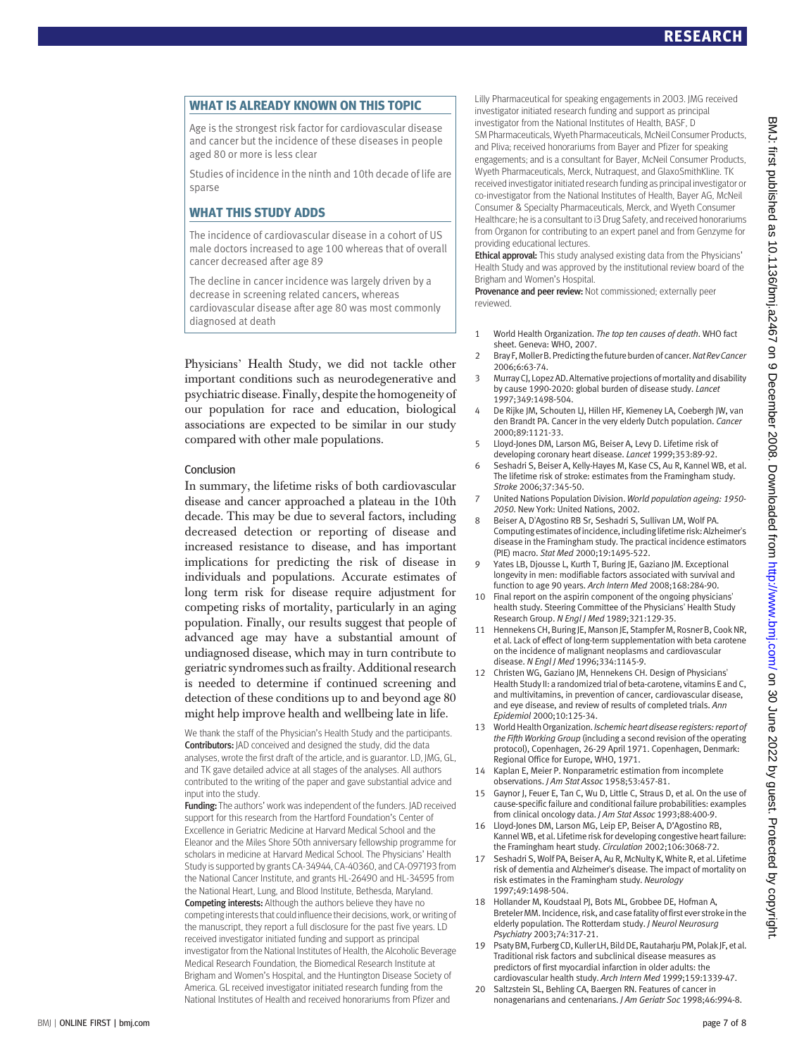## WHAT IS ALREADY KNOWN ON THIS TOPIC

Age is the strongest risk factor for cardiovascular disease and cancer but the incidence of these diseases in people aged 80 or more is less clear

Studies of incidence in the ninth and 10th decade of life are sparse

## WHAT THIS STUDY ADDS

The incidence of cardiovascular disease in a cohort of US male doctors increased to age 100 whereas that of overall cancer decreased after age 89

The decline in cancer incidence was largely driven by a decrease in screening related cancers, whereas cardiovascular disease after age 80 was most commonly diagnosed at death

Physicians' Health Study, we did not tackle other important conditions such as neurodegenerative and psychiatric disease. Finally, despite the homogeneity of our population for race and education, biological associations are expected to be similar in our study compared with other male populations.

### Conclusion

In summary, the lifetime risks of both cardiovascular disease and cancer approached a plateau in the 10th decade. This may be due to several factors, including decreased detection or reporting of disease and increased resistance to disease, and has important implications for predicting the risk of disease in individuals and populations. Accurate estimates of long term risk for disease require adjustment for competing risks of mortality, particularly in an aging population. Finally, our results suggest that people of advanced age may have a substantial amount of undiagnosed disease, which may in turn contribute to geriatric syndromes such as frailty. Additional research is needed to determine if continued screening and detection of these conditions up to and beyond age 80 might help improve health and wellbeing late in life.

We thank the staff of the Physician's Health Study and the participants.

**Contributors:** JAD conceived and designed the study, did the data analyses, wrote the first draft of the article, and is guarantor. LD, JMG, GL, and TK gave detailed advice at all stages of the analyses. All authors contributed to the writing of the paper and gave substantial advice and input into the study.

**Funding:** The authors' work was independent of the funders. JAD received support for this research from the Hartford Foundation's Center of Excellence in Geriatric Medicine at Harvard Medical School and the Eleanor and the Miles Shore 50th anniversary fellowship programme for scholars in medicine at Harvard Medical School. The Physicians' Health Study is supported by grants CA-34944, CA-40360, and CA-097193 from the National Cancer Institute, and grants HL-26490 and HL-34595 from the National Heart, Lung, and Blood Institute, Bethesda, Maryland.

**Competing interests:** Although the authors believe they have no competing interests that could influence their decisions, work, or writing of the manuscript, they report a full disclosure for the past five years. LD received investigator initiated funding and support as principal investigator from the National Institutes of Health, the Alcoholic Beverage Medical Research Foundation, the Biomedical Research Institute at Brigham and Women's Hospital, and the Huntington Disease Society of America. GL received investigator initiated research funding from the National Institutes of Health and received honorariums from Pfizer and Lilly Pharmaceutical for speaking engagements in 2003. JMG received investigator initiated research funding and support as principal investigator from the National Institutes of Health, BASF, D SM Pharmaceuticals, Wyeth Pharmaceuticals, McNeil Consumer Products, and Pliva; received honorariums from Bayer and Pfizer for speaking engagements; and is a consultant for Bayer, McNeil Consumer Products, Wyeth Pharmaceuticals, Merck, Nutraquest, and GlaxoSmithKline. TK received investigator initiated research funding as principal investigator or co-investigator from the National Institutes of Health, Bayer AG, McNeil Consumer & Specialty Pharmaceuticals, Merck, and Wyeth Consumer Healthcare; he is a consultant to i3 Drug Safety, and received honorariums from Organon for contributing to an expert panel and from Genzyme for providing educational lectures.

**Ethical approval:** This study analysed existing data from the Physicians' Health Study and was approved by the institutional review board of the Brigham and Women's Hospital.

**Provenance and peer review:** Not commissioned; externally peer reviewed.

1. World Health Organization. *The top ten causes of death*. WHO fact sheet. Geneva: WHO, 2007.
2. Bray F, Moller B. Predicting the future burden of cancer. *Nat Rev Cancer* 2006;6:63-74.
3. Murray CJ, Lopez AD. Alternative projections of mortality and disability by cause 1990-2020: global burden of disease study. *Lancet* 1997;349:1498-504.
4. De Rijke JM, Schouten LJ, Hillen HF, Kiemeney LA, Coebergh JW, van den Brandt PA. Cancer in the very elderly Dutch population. *Cancer* 2000;89:1121-33.
5. Lloyd-Jones DM, Larson MG, Beiser A, Levy D. Lifetime risk of developing coronary heart disease. *Lancet* 1999;353:89-92.
6. Seshadri S, Beiser A, Kelly-Hayes M, Kase CS, Au R, Kannel WB, et al. The lifetime risk of stroke: estimates from the Framingham study. *Stroke* 2006;37:345-50.
7. United Nations Population Division. *World population ageing: 1950-2050*. New York: United Nations, 2002.
8. Beiser A, D'Agostino RB Sr, Seshadri S, Sullivan LM, Wolf PA. Computing estimates of incidence, including lifetime risk: Alzheimer's disease in the Framingham study. The practical incidence estimators (PIE) macro. *Stat Med* 2000;19:1495-522.
9. Yates LB, Djousse L, Kurth T, Buring JE, Gaziano JM. Exceptional longevity in men: modifiable factors associated with survival and function to age 90 years. *Arch Intern Med* 2008;168:284-90.
10. Final report on the aspirin component of the ongoing physicians' health study. Steering Committee of the Physicians' Health Study Research Group. *N Engl J Med* 1989;321:129-35.
11. Hennekens CH, Buring JE, Manson JE, Stampfer M, Rosner B, Cook NR, et al. Lack of effect of long-term supplementation with beta carotene on the incidence of malignant neoplasms and cardiovascular disease. *N Engl J Med* 1996;334:1145-9.
12. Christen WG, Gaziano JM, Hennekens CH. Design of Physicians' Health Study II: a randomized trial of beta-carotene, vitamins E and C, and multivitamins, in prevention of cancer, cardiovascular disease, and eye disease, and review of results of completed trials. *Ann Epidemiol* 2000;10:125-34.
13. World Health Organization. *Ischemic heart disease registers: report of the Fifth Working Group* (including a second revision of the operating protocol), Copenhagen, 26-29 April 1971. Copenhagen, Denmark: Regional Office for Europe, WHO, 1971.
14. Kaplan E, Meier P. Nonparametric estimation from incomplete observations. *J Am Stat Assoc* 1958;53:457-81.
15. Gaynor J, Feuer E, Tan C, Wu D, Little C, Straus D, et al. On the use of cause-specific failure and conditional failure probabilities: examples from clinical oncology data. *J Am Stat Assoc* 1993;88:400-9.
16. Lloyd-Jones DM, Larson MG, Leip EP, Beiser A, D'Agostino RB, Kannel WB, et al. Lifetime risk for developing congestive heart failure: the Framingham heart study. *Circulation* 2002;106:3068-72.
17. Seshadri S, Wolf PA, Beiser A, Au R, McNulty K, White R, et al. Lifetime risk of dementia and Alzheimer's disease. The impact of mortality on risk estimates in the Framingham study. *Neurology* 1997;49:1498-504.
18. Hollander M, Koudstaal PJ, Bots ML, Grobbee DE, Hofman A, Breteler MM. Incidence, risk, and case fatality of first ever stroke in the elderly population. The Rotterdam study. *J Neurol Neurosurg Psychiatry* 2003;74:317-21.
19. Psaty BM, Furberg CD, Kuller LH, Bild DE, Rautaharju PM, Polak JF, et al. Traditional risk factors and subclinical disease measures as predictors of first myocardial infarction in older adults: the cardiovascular health study. *Arch Intern Med* 1999;159:1339-47.
20. Saltzstein SL, Behling CA, Baergen RN. Features of cancer in nonagenarians and centenarians. *J Am Geriatr Soc* 1998;46:994-8.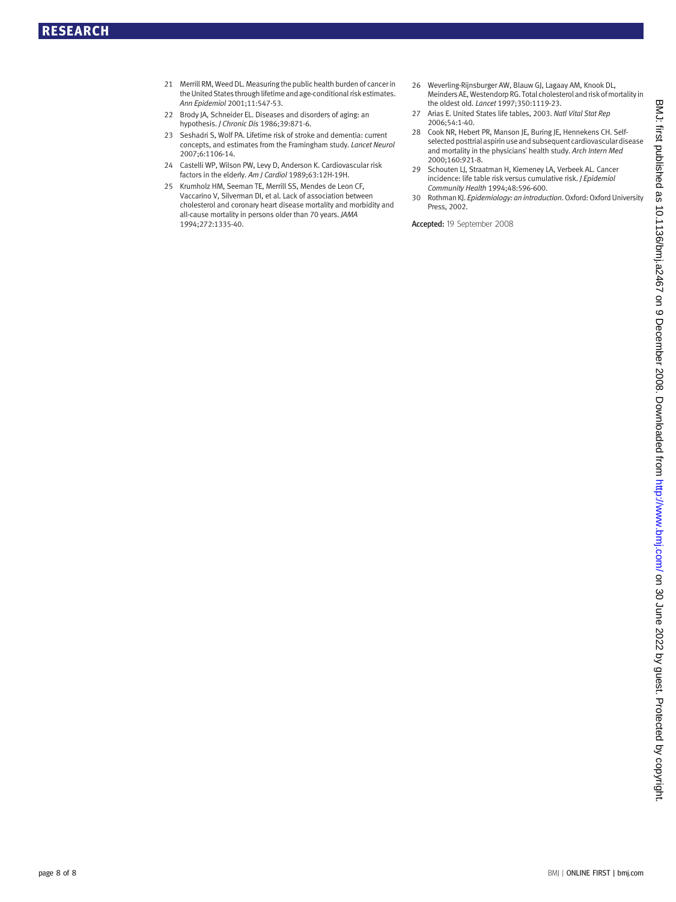21 Merrill RM, Weed DL. Measuring the public health burden of cancer in the United States through lifetime and age-conditional risk estimates. *Ann Epidemiol* 2001;11:547-53.

22 Brody JA, Schneider EL. Diseases and disorders of aging: an hypothesis. *J Chronic Dis* 1986;39:871-6.

23 Seshadri S, Wolf PA. Lifetime risk of stroke and dementia: current concepts, and estimates from the Framingham study. *Lancet Neurol* 2007;6:1106-14.

24 Castelli WP, Wilson PW, Levy D, Anderson K. Cardiovascular risk factors in the elderly. *Am J Cardiol* 1989;63:12H-19H.

25 Krumholz HM, Seeman TE, Merrill SS, Mendes de Leon CF, Vaccarino V, Silverman DI, et al. Lack of association between cholesterol and coronary heart disease mortality and morbidity and all-cause mortality in persons older than 70 years. *JAMA* 1994;272:1335-40.

26 Weverling-Rijnsburger AW, Blauw GJ, Lagaay AM, Knook DL, Meinders AE, Westendorp RG. Total cholesterol and risk of mortality in the oldest old. *Lancet* 1997;350:1119-23.

27 Arias E. United States life tables, 2003. *Natl Vital Stat Rep* 2006;54:1-40.

28 Cook NR, Hebert PR, Manson JE, Buring JE, Hennekens CH. Self-selected posttrial aspirin use and subsequent cardiovascular disease and mortality in the physicians' health study. *Arch Intern Med* 2000;160:921-8.

29 Schouten LJ, Straatman H, Kiemeney LA, Verbeek AL. Cancer incidence: life table risk versus cumulative risk. *J Epidemiol Community Health* 1994;48:596-600.

30 Rothman KJ. *Epidemiology: an introduction*. Oxford: Oxford University Press, 2002.

**Accepted:** 19 September 2008